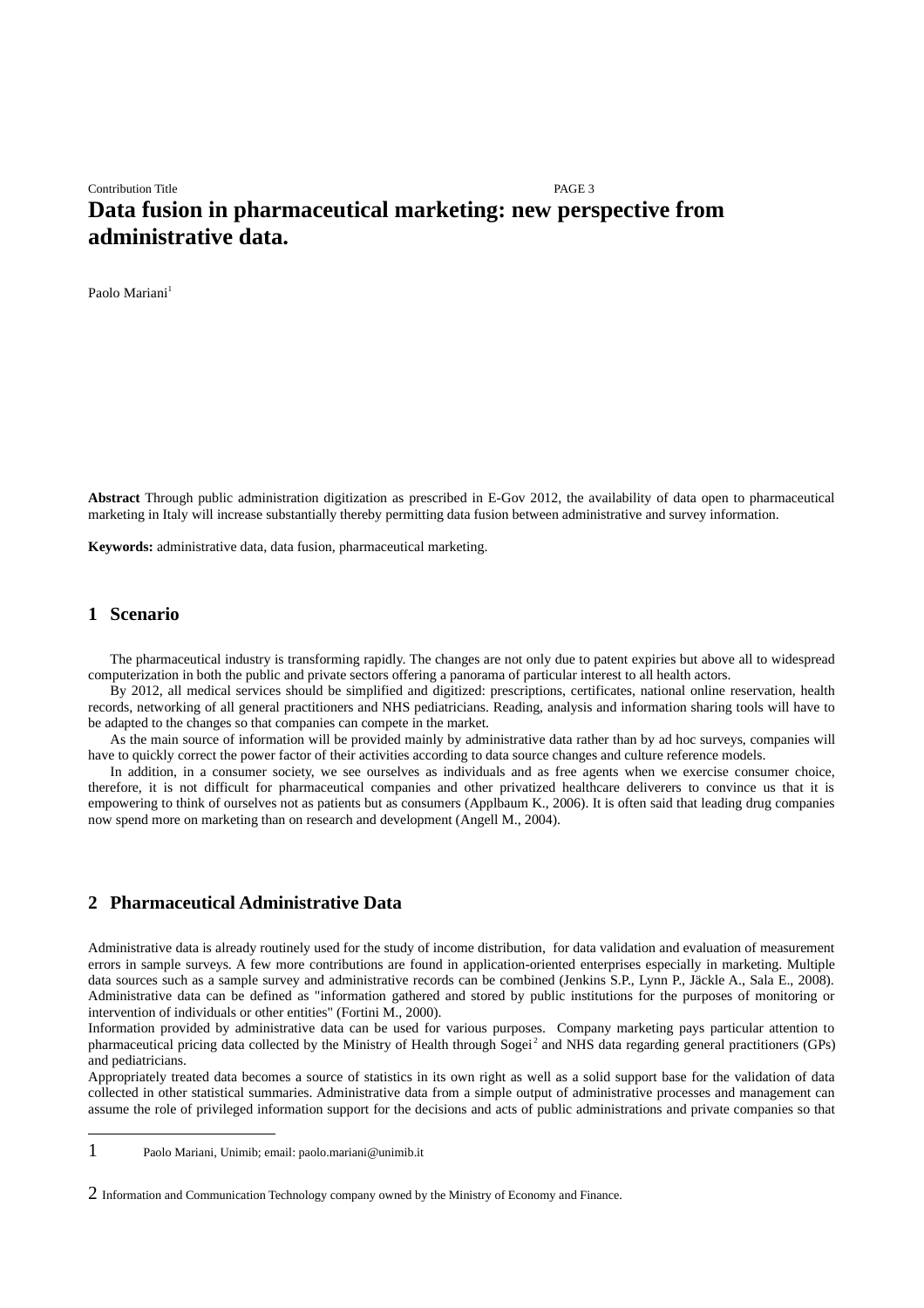# Data fusion in pharmaceutical marketing: new perspective from administrative data.

Paolo Mariani[1]

**Abstract** Through public administration digitization as prescribed in E-Gov 2012, the availability of data open to pharmaceutical marketing in Italy will increase substantially thereby permitting data fusion between administrative and survey information.

**Keywords:** administrative data, data fusion, pharmaceutical marketing.

## 1 Scenario

The pharmaceutical industry is transforming rapidly. The changes are not only due to patent expiries but above all to widespread computerization in both the public and private sectors offering a panorama of particular interest to all health actors.

By 2012, all medical services should be simplified and digitized: prescriptions, certificates, national online reservation, health records, networking of all general practitioners and NHS pediatricians. Reading, analysis and information sharing tools will have to be adapted to the changes so that companies can compete in the market.

As the main source of information will be provided mainly by administrative data rather than by ad hoc surveys, companies will have to quickly correct the power factor of their activities according to data source changes and culture reference models.

In addition, in a consumer society, we see ourselves as individuals and as free agents when we exercise consumer choice, therefore, it is not difficult for pharmaceutical companies and other privatized healthcare deliverers to convince us that it is empowering to think of ourselves not as patients but as consumers (Applbaum K., 2006). It is often said that leading drug companies now spend more on marketing than on research and development (Angell M., 2004).

## 2 Pharmaceutical Administrative Data

Administrative data is already routinely used for the study of income distribution, for data validation and evaluation of measurement errors in sample surveys. A few more contributions are found in application-oriented enterprises especially in marketing. Multiple data sources such as a sample survey and administrative records can be combined (Jenkins S.P., Lynn P., Jäckle A., Sala E., 2008). Administrative data can be defined as "information gathered and stored by public institutions for the purposes of monitoring or intervention of individuals or other entities" (Fortini M., 2000).

Information provided by administrative data can be used for various purposes. Company marketing pays particular attention to pharmaceutical pricing data collected by the Ministry of Health through Sogei[2] and NHS data regarding general practitioners (GPs) and pediatricians.

Appropriately treated data becomes a source of statistics in its own right as well as a solid support base for the validation of data collected in other statistical summaries. Administrative data from a simple output of administrative processes and management can assume the role of privileged information support for the decisions and acts of public administrations and private companies so that

[1] Paolo Mariani, Unimib; email: paolo.mariani@unimib.it

[2] Information and Communication Technology company owned by the Ministry of Economy and Finance.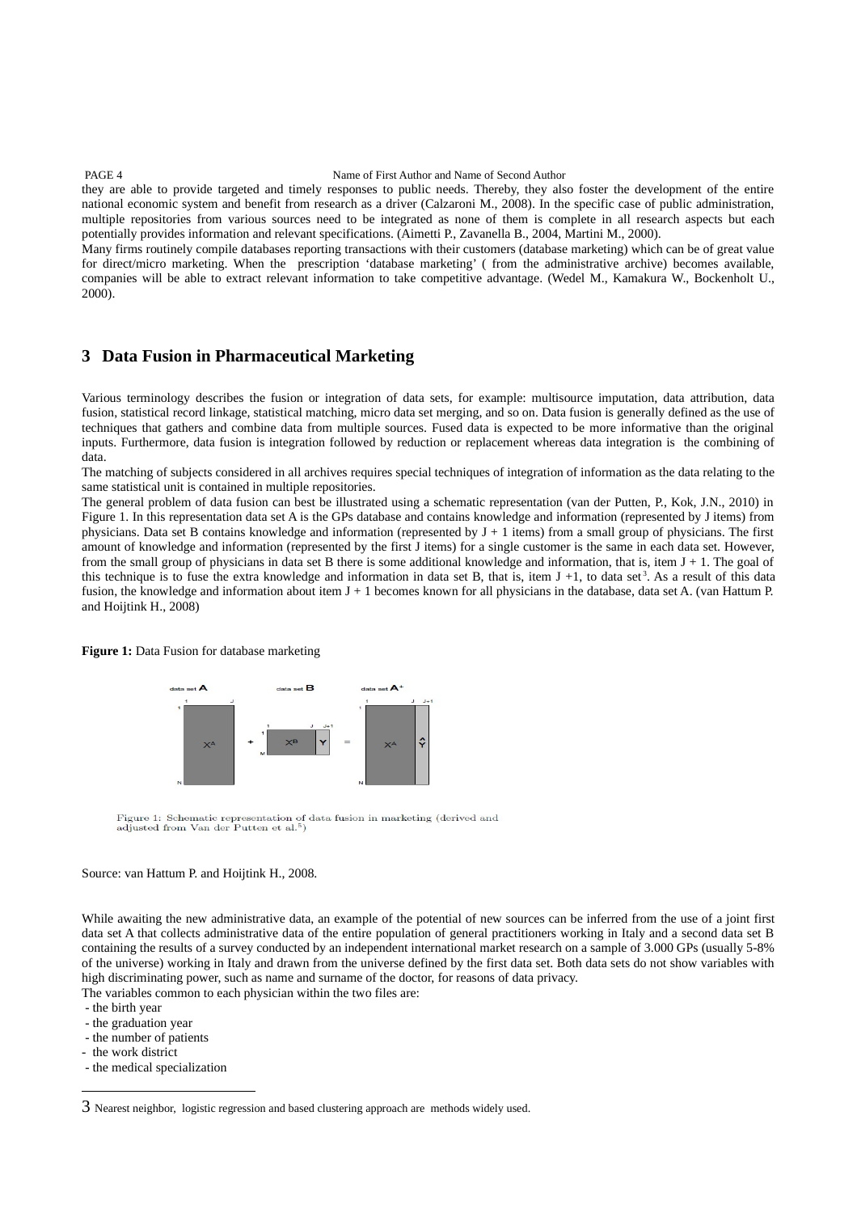they are able to provide targeted and timely responses to public needs. Thereby, they also foster the development of the entire national economic system and benefit from research as a driver (Calzaroni M., 2008). In the specific case of public administration, multiple repositories from various sources need to be integrated as none of them is complete in all research aspects but each potentially provides information and relevant specifications. (Aimetti P., Zavanella B., 2004, Martini M., 2000).

Many firms routinely compile databases reporting transactions with their customers (database marketing) which can be of great value for direct/micro marketing. When the prescription 'database marketing' ( from the administrative archive) becomes available, companies will be able to extract relevant information to take competitive advantage. (Wedel M., Kamakura W., Bockenholt U., 2000).

## 3 Data Fusion in Pharmaceutical Marketing

Various terminology describes the fusion or integration of data sets, for example: multisource imputation, data attribution, data fusion, statistical record linkage, statistical matching, micro data set merging, and so on. Data fusion is generally defined as the use of techniques that gathers and combine data from multiple sources. Fused data is expected to be more informative than the original inputs. Furthermore, data fusion is integration followed by reduction or replacement whereas data integration is the combining of data.

The matching of subjects considered in all archives requires special techniques of integration of information as the data relating to the same statistical unit is contained in multiple repositories.

The general problem of data fusion can best be illustrated using a schematic representation (van der Putten, P., Kok, J.N., 2010) in Figure 1. In this representation data set A is the GPs database and contains knowledge and information (represented by J items) from physicians. Data set B contains knowledge and information (represented by J + 1 items) from a small group of physicians. The first amount of knowledge and information (represented by the first J items) for a single customer is the same in each data set. However, from the small group of physicians in data set B there is some additional knowledge and information, that is, item J + 1. The goal of this technique is to fuse the extra knowledge and information in data set B, that is, item J +1, to data set[3]. As a result of this data fusion, the knowledge and information about item J + 1 becomes known for all physicians in the database, data set A. (van Hattum P. and Hoijtink H., 2008)

**Figure 1:** Data Fusion for database marketing

Figure 1: Schematic representation of data fusion in marketing (derived and adjusted from Van der Putten et al.[5])

Source: van Hattum P. and Hoijtink H., 2008.

While awaiting the new administrative data, an example of the potential of new sources can be inferred from the use of a joint first data set A that collects administrative data of the entire population of general practitioners working in Italy and a second data set B containing the results of a survey conducted by an independent international market research on a sample of 3.000 GPs (usually 5-8% of the universe) working in Italy and drawn from the universe defined by the first data set. Both data sets do not show variables with high discriminating power, such as name and surname of the doctor, for reasons of data privacy.

The variables common to each physician within the two files are:

- the birth year
- the graduation year
- the number of patients
- the work district
- the medical specialization

---

[3] Nearest neighbor, logistic regression and based clustering approach are methods widely used.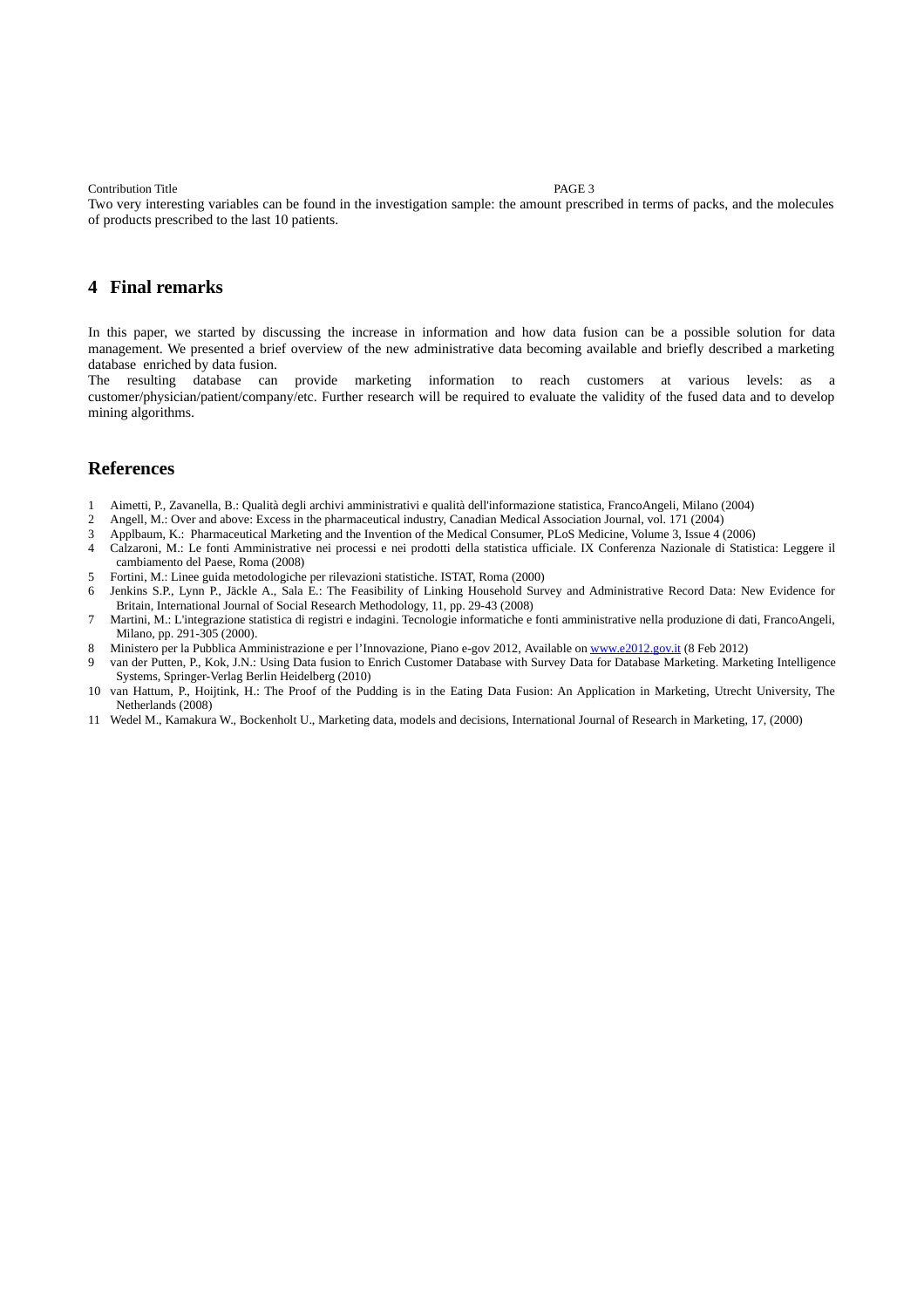Two very interesting variables can be found in the investigation sample: the amount prescribed in terms of packs, and the molecules of products prescribed to the last 10 patients.

## 4 Final remarks

In this paper, we started by discussing the increase in information and how data fusion can be a possible solution for data management. We presented a brief overview of the new administrative data becoming available and briefly described a marketing database enriched by data fusion.

The resulting database can provide marketing information to reach customers at various levels: as a customer/physician/patient/company/etc. Further research will be required to evaluate the validity of the fused data and to develop mining algorithms.

## References

1. Aimetti, P., Zavanella, B.: Qualità degli archivi amministrativi e qualità dell'informazione statistica, FrancoAngeli, Milano (2004)
2. Angell, M.: Over and above: Excess in the pharmaceutical industry, Canadian Medical Association Journal, vol. 171 (2004)
3. Applbaum, K.: Pharmaceutical Marketing and the Invention of the Medical Consumer, PLoS Medicine, Volume 3, Issue 4 (2006)
4. Calzaroni, M.: Le fonti Amministrative nei processi e nei prodotti della statistica ufficiale. IX Conferenza Nazionale di Statistica: Leggere il cambiamento del Paese, Roma (2008)
5. Fortini, M.: Linee guida metodologiche per rilevazioni statistiche. ISTAT, Roma (2000)
6. Jenkins S.P., Lynn P., Jäckle A., Sala E.: The Feasibility of Linking Household Survey and Administrative Record Data: New Evidence for Britain, International Journal of Social Research Methodology, 11, pp. 29-43 (2008)
7. Martini, M.: L'integrazione statistica di registri e indagini. Tecnologie informatiche e fonti amministrative nella produzione di dati, FrancoAngeli, Milano, pp. 291-305 (2000).
8. Ministero per la Pubblica Amministrazione e per l'Innovazione, Piano e-gov 2012, Available on www.e2012.gov.it (8 Feb 2012)
9. van der Putten, P., Kok, J.N.: Using Data fusion to Enrich Customer Database with Survey Data for Database Marketing. Marketing Intelligence Systems, Springer-Verlag Berlin Heidelberg (2010)
10. van Hattum, P., Hoijtink, H.: The Proof of the Pudding is in the Eating Data Fusion: An Application in Marketing, Utrecht University, The Netherlands (2008)
11. Wedel M., Kamakura W., Bockenholt U., Marketing data, models and decisions, International Journal of Research in Marketing, 17, (2000)